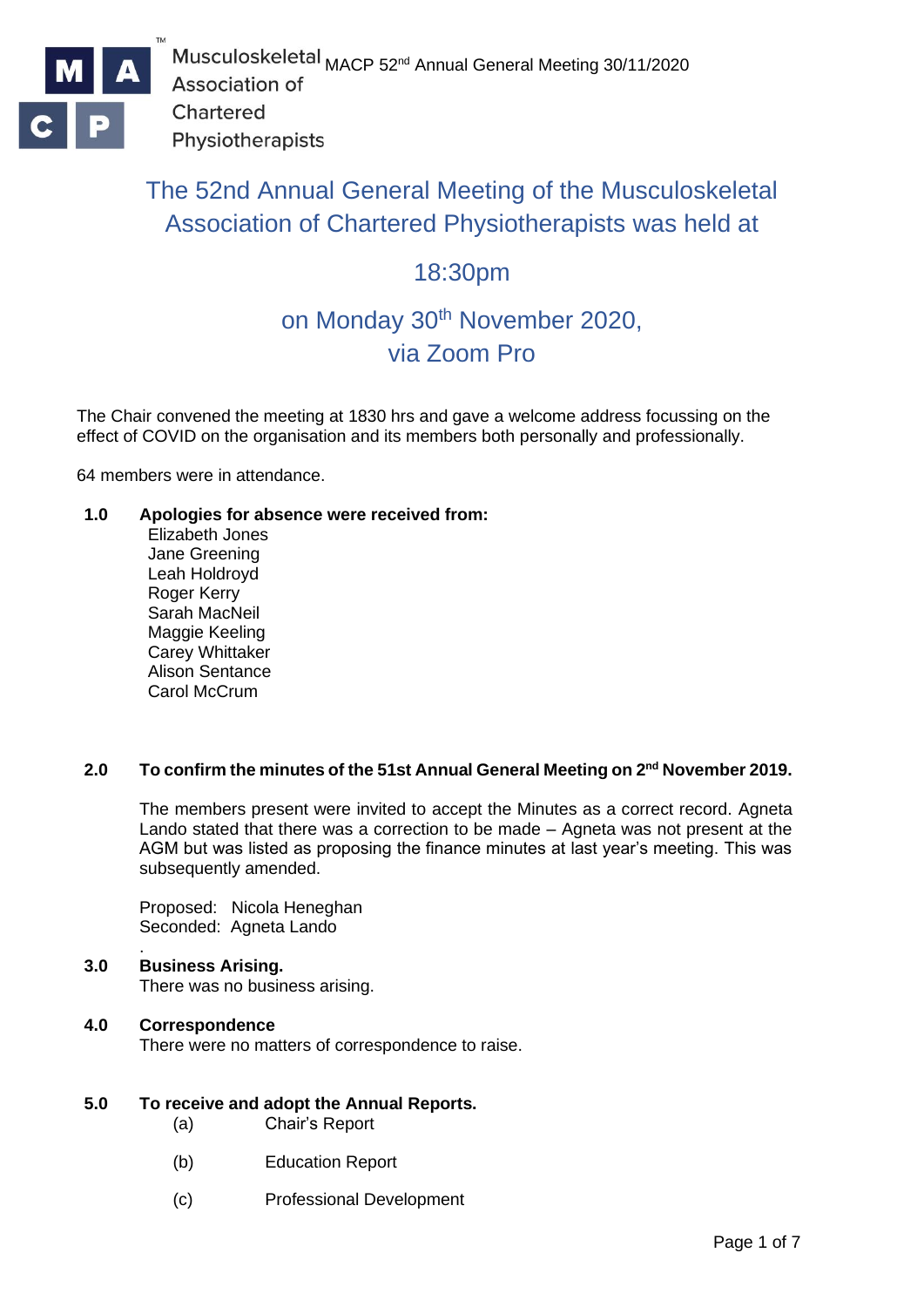# The 52nd Annual General Meeting of the Musculoskeletal Association of Chartered Physiotherapists was held at

## 18:30pm

## on Monday 30th November 2020, via Zoom Pro

The Chair convened the meeting at 1830 hrs and gave a welcome address focussing on the effect of COVID on the organisation and its members both personally and professionally.

64 members were in attendance.

**1.0 Apologies for absence were received from:**

Elizabeth Jones
Jane Greening
Leah Holdroyd
Roger Kerry
Sarah MacNeil
Maggie Keeling
Carey Whittaker
Alison Sentance
Carol McCrum

**2.0 To confirm the minutes of the 51st Annual General Meeting on 2nd November 2019.**

The members present were invited to accept the Minutes as a correct record. Agneta Lando stated that there was a correction to be made – Agneta was not present at the AGM but was listed as proposing the finance minutes at last year's meeting. This was subsequently amended.

Proposed: Nicola Heneghan
Seconded: Agneta Lando

**3.0 Business Arising.**

There was no business arising.

**4.0 Correspondence**

There were no matters of correspondence to raise.

**5.0 To receive and adopt the Annual Reports.**

(a) Chair's Report

(b) Education Report

(c) Professional Development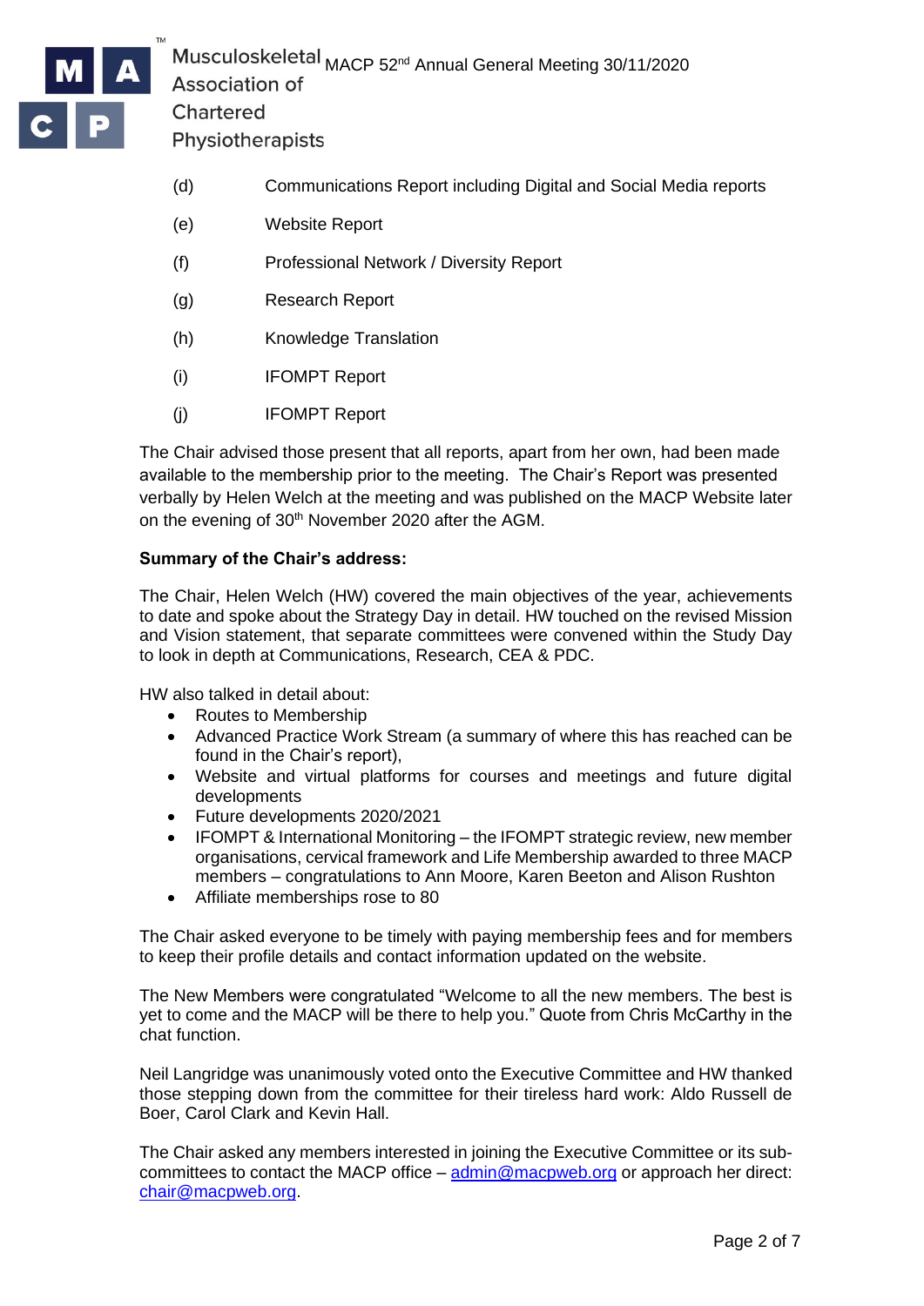(d) Communications Report including Digital and Social Media reports

(e) Website Report

(f) Professional Network / Diversity Report

(g) Research Report

(h) Knowledge Translation

(i) IFOMPT Report

(j) IFOMPT Report

The Chair advised those present that all reports, apart from her own, had been made available to the membership prior to the meeting. The Chair's Report was presented verbally by Helen Welch at the meeting and was published on the MACP Website later on the evening of 30th November 2020 after the AGM.

**Summary of the Chair's address:**

The Chair, Helen Welch (HW) covered the main objectives of the year, achievements to date and spoke about the Strategy Day in detail. HW touched on the revised Mission and Vision statement, that separate committees were convened within the Study Day to look in depth at Communications, Research, CEA & PDC.

HW also talked in detail about:

- Routes to Membership
- Advanced Practice Work Stream (a summary of where this has reached can be found in the Chair's report),
- Website and virtual platforms for courses and meetings and future digital developments
- Future developments 2020/2021
- IFOMPT & International Monitoring – the IFOMPT strategic review, new member organisations, cervical framework and Life Membership awarded to three MACP members – congratulations to Ann Moore, Karen Beeton and Alison Rushton
- Affiliate memberships rose to 80

The Chair asked everyone to be timely with paying membership fees and for members to keep their profile details and contact information updated on the website.

The New Members were congratulated "Welcome to all the new members. The best is yet to come and the MACP will be there to help you." Quote from Chris McCarthy in the chat function.

Neil Langridge was unanimously voted onto the Executive Committee and HW thanked those stepping down from the committee for their tireless hard work: Aldo Russell de Boer, Carol Clark and Kevin Hall.

The Chair asked any members interested in joining the Executive Committee or its sub-committees to contact the MACP office – admin@macpweb.org or approach her direct: chair@macpweb.org.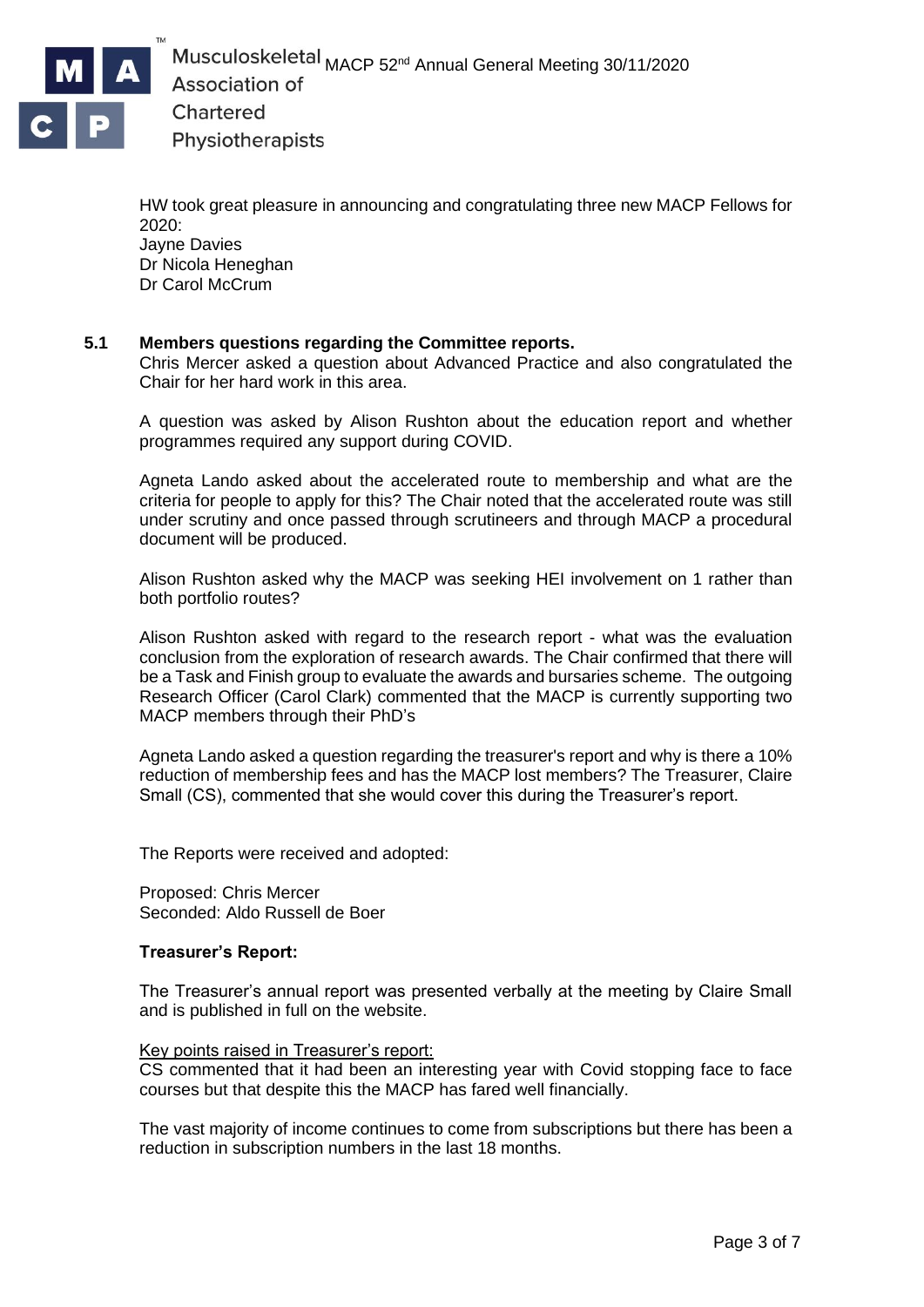HW took great pleasure in announcing and congratulating three new MACP Fellows for 2020:
Jayne Davies
Dr Nicola Heneghan
Dr Carol McCrum

## 5.1 Members questions regarding the Committee reports.

Chris Mercer asked a question about Advanced Practice and also congratulated the Chair for her hard work in this area.

A question was asked by Alison Rushton about the education report and whether programmes required any support during COVID.

Agneta Lando asked about the accelerated route to membership and what are the criteria for people to apply for this? The Chair noted that the accelerated route was still under scrutiny and once passed through scrutineers and through MACP a procedural document will be produced.

Alison Rushton asked why the MACP was seeking HEI involvement on 1 rather than both portfolio routes?

Alison Rushton asked with regard to the research report - what was the evaluation conclusion from the exploration of research awards. The Chair confirmed that there will be a Task and Finish group to evaluate the awards and bursaries scheme. The outgoing Research Officer (Carol Clark) commented that the MACP is currently supporting two MACP members through their PhD's

Agneta Lando asked a question regarding the treasurer's report and why is there a 10% reduction of membership fees and has the MACP lost members? The Treasurer, Claire Small (CS), commented that she would cover this during the Treasurer's report.

The Reports were received and adopted:

Proposed: Chris Mercer
Seconded: Aldo Russell de Boer

**Treasurer's Report:**

The Treasurer's annual report was presented verbally at the meeting by Claire Small and is published in full on the website.

Key points raised in Treasurer's report:
CS commented that it had been an interesting year with Covid stopping face to face courses but that despite this the MACP has fared well financially.

The vast majority of income continues to come from subscriptions but there has been a reduction in subscription numbers in the last 18 months.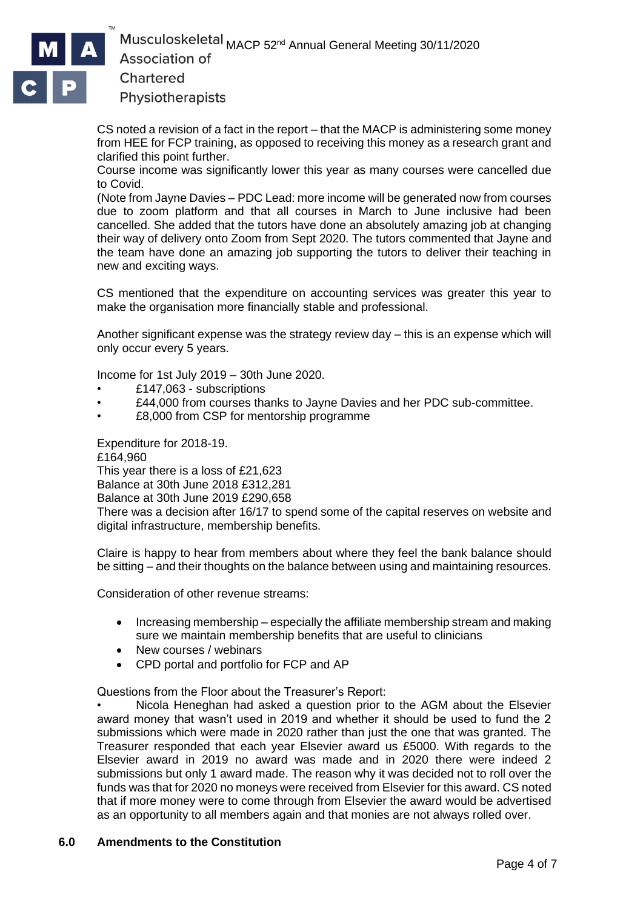CS noted a revision of a fact in the report – that the MACP is administering some money from HEE for FCP training, as opposed to receiving this money as a research grant and clarified this point further.
Course income was significantly lower this year as many courses were cancelled due to Covid.
(Note from Jayne Davies – PDC Lead: more income will be generated now from courses due to zoom platform and that all courses in March to June inclusive had been cancelled. She added that the tutors have done an absolutely amazing job at changing their way of delivery onto Zoom from Sept 2020. The tutors commented that Jayne and the team have done an amazing job supporting the tutors to deliver their teaching in new and exciting ways.

CS mentioned that the expenditure on accounting services was greater this year to make the organisation more financially stable and professional.

Another significant expense was the strategy review day – this is an expense which will only occur every 5 years.

Income for 1st July 2019 – 30th June 2020.

- £147,063 - subscriptions
- £44,000 from courses thanks to Jayne Davies and her PDC sub-committee.
- £8,000 from CSP for mentorship programme

Expenditure for 2018-19.
£164,960
This year there is a loss of £21,623
Balance at 30th June 2018 £312,281
Balance at 30th June 2019 £290,658
There was a decision after 16/17 to spend some of the capital reserves on website and digital infrastructure, membership benefits.

Claire is happy to hear from members about where they feel the bank balance should be sitting – and their thoughts on the balance between using and maintaining resources.

Consideration of other revenue streams:

- Increasing membership – especially the affiliate membership stream and making sure we maintain membership benefits that are useful to clinicians
- New courses / webinars
- CPD portal and portfolio for FCP and AP

Questions from the Floor about the Treasurer's Report:

- Nicola Heneghan had asked a question prior to the AGM about the Elsevier award money that wasn't used in 2019 and whether it should be used to fund the 2 submissions which were made in 2020 rather than just the one that was granted. The Treasurer responded that each year Elsevier award us £5000. With regards to the Elsevier award in 2019 no award was made and in 2020 there were indeed 2 submissions but only 1 award made. The reason why it was decided not to roll over the funds was that for 2020 no moneys were received from Elsevier for this award. CS noted that if more money were to come through from Elsevier the award would be advertised as an opportunity to all members again and that monies are not always rolled over.

**6.0 Amendments to the Constitution**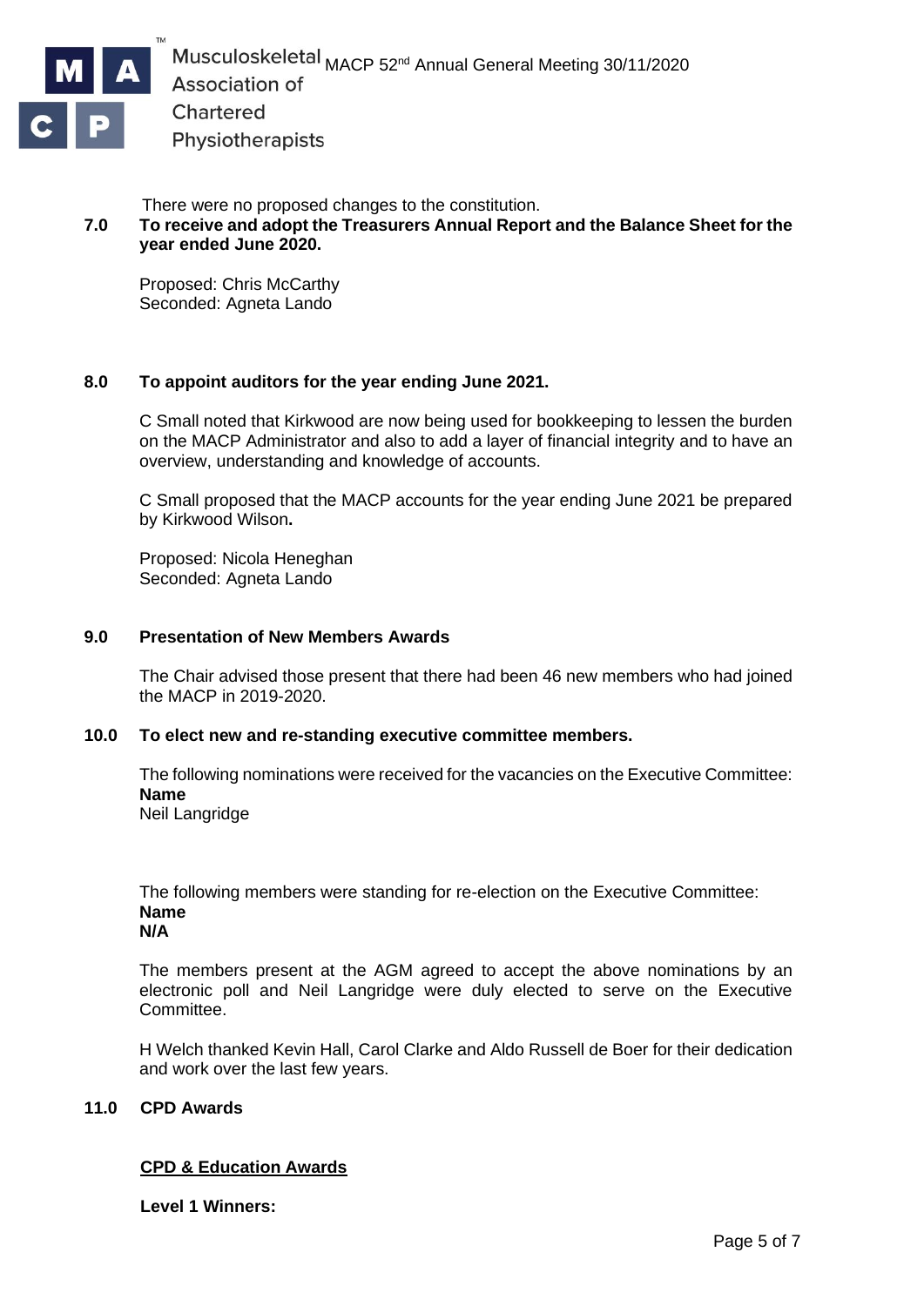There were no proposed changes to the constitution.

**7.0 To receive and adopt the Treasurers Annual Report and the Balance Sheet for the year ended June 2020.**

Proposed: Chris McCarthy
Seconded: Agneta Lando

**8.0 To appoint auditors for the year ending June 2021.**

C Small noted that Kirkwood are now being used for bookkeeping to lessen the burden on the MACP Administrator and also to add a layer of financial integrity and to have an overview, understanding and knowledge of accounts.

C Small proposed that the MACP accounts for the year ending June 2021 be prepared by Kirkwood Wilson**.**

Proposed: Nicola Heneghan
Seconded: Agneta Lando

**9.0 Presentation of New Members Awards**

The Chair advised those present that there had been 46 new members who had joined the MACP in 2019-2020.

**10.0 To elect new and re-standing executive committee members.**

The following nominations were received for the vacancies on the Executive Committee:

**Name**
Neil Langridge

The following members were standing for re-election on the Executive Committee:

**Name**
**N/A**

The members present at the AGM agreed to accept the above nominations by an electronic poll and Neil Langridge were duly elected to serve on the Executive Committee.

H Welch thanked Kevin Hall, Carol Clarke and Aldo Russell de Boer for their dedication and work over the last few years.

**11.0 CPD Awards**

**<u>CPD & Education Awards</u>**

**Level 1 Winners:**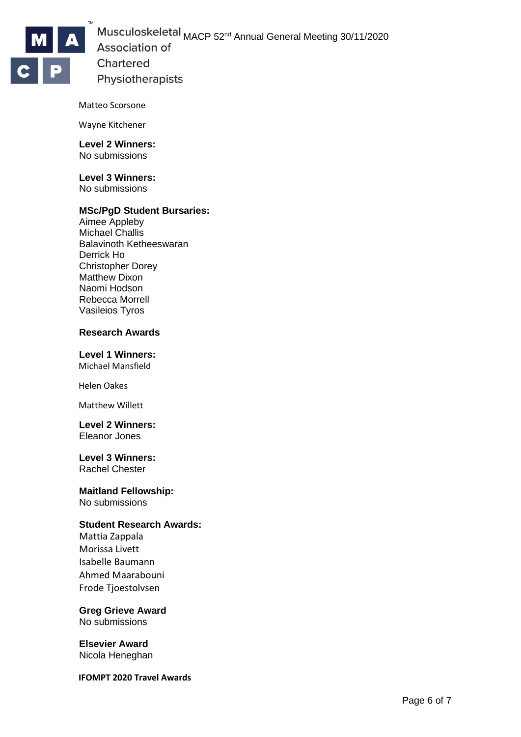Matteo Scorsone

Wayne Kitchener

**Level 2 Winners:**
No submissions

**Level 3 Winners:**
No submissions

**MSc/PgD Student Bursaries:**
Aimee Appleby
Michael Challis
Balavinoth Ketheeswaran
Derrick Ho
Christopher Dorey
Matthew Dixon
Naomi Hodson
Rebecca Morrell
Vasileios Tyros

**Research Awards**

**Level 1 Winners:**
Michael Mansfield

Helen Oakes

Matthew Willett

**Level 2 Winners:**
Eleanor Jones

**Level 3 Winners:**
Rachel Chester

**Maitland Fellowship:**
No submissions

**Student Research Awards:**
Mattia Zappala
Morissa Livett
Isabelle Baumann
Ahmed Maarabouni
Frode Tjoestolvsen

**Greg Grieve Award**
No submissions

**Elsevier Award**
Nicola Heneghan

**IFOMPT 2020 Travel Awards**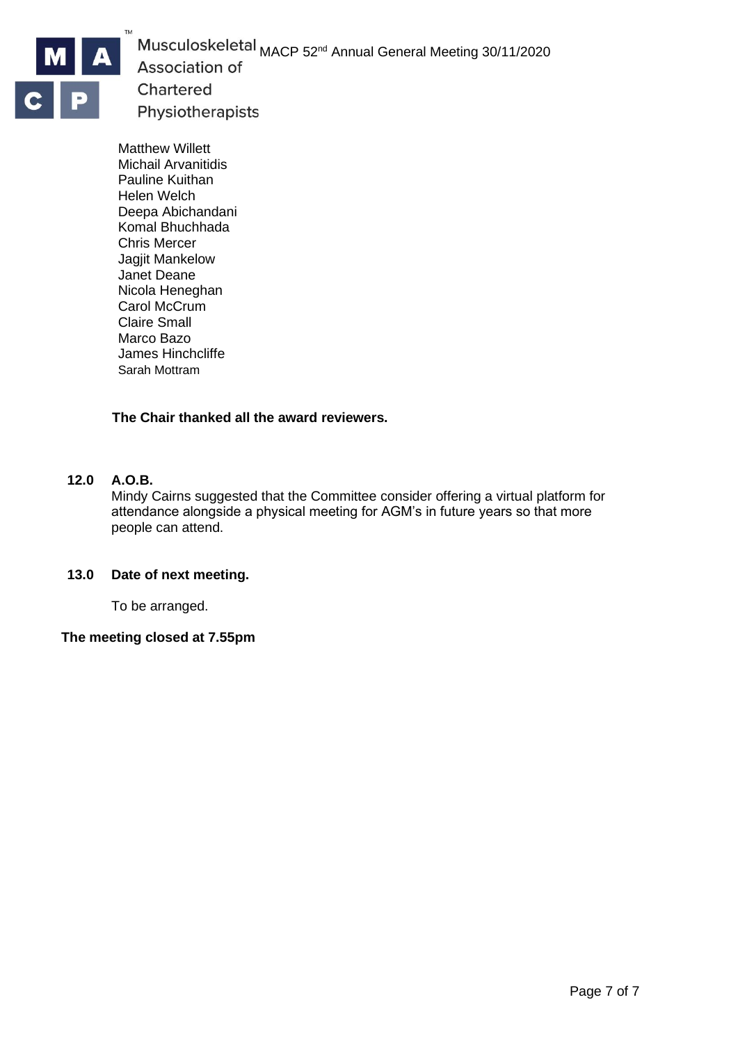Matthew Willett
Michail Arvanitidis
Pauline Kuithan
Helen Welch
Deepa Abichandani
Komal Bhuchhada
Chris Mercer
Jagjit Mankelow
Janet Deane
Nicola Heneghan
Carol McCrum
Claire Small
Marco Bazo
James Hinchcliffe
Sarah Mottram

**The Chair thanked all the award reviewers.**

**12.0 A.O.B.**

Mindy Cairns suggested that the Committee consider offering a virtual platform for attendance alongside a physical meeting for AGM's in future years so that more people can attend.

**13.0 Date of next meeting.**

To be arranged.

**The meeting closed at 7.55pm**